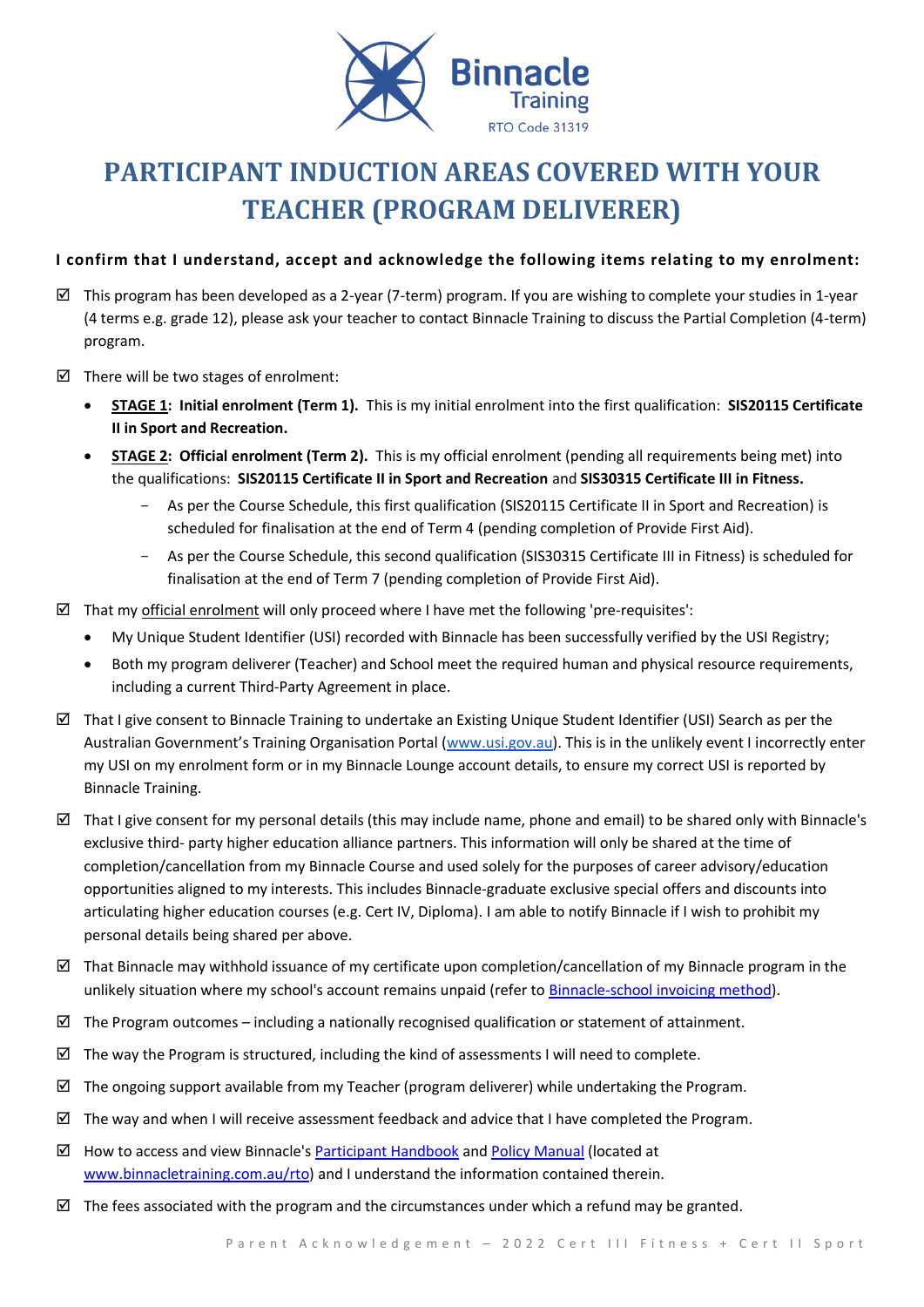Binnacle Training

RTO Code 31319

# PARTICIPANT INDUCTION AREAS COVERED WITH YOUR TEACHER (PROGRAM DELIVERER)

**I confirm that I understand, accept and acknowledge the following items relating to my enrolment:**

- ☑ This program has been developed as a 2-year (7-term) program. If you are wishing to complete your studies in 1-year (4 terms e.g. grade 12), please ask your teacher to contact Binnacle Training to discuss the Partial Completion (4-term) program.
- ☑ There will be two stages of enrolment:
  - **STAGE 1: Initial enrolment (Term 1).** This is my initial enrolment into the first qualification: **SIS20115 Certificate II in Sport and Recreation.**
  - **STAGE 2: Official enrolment (Term 2).** This is my official enrolment (pending all requirements being met) into the qualifications: **SIS20115 Certificate II in Sport and Recreation** and **SIS30315 Certificate III in Fitness.**
    - As per the Course Schedule, this first qualification (SIS20115 Certificate II in Sport and Recreation) is scheduled for finalisation at the end of Term 4 (pending completion of Provide First Aid).
    - As per the Course Schedule, this second qualification (SIS30315 Certificate III in Fitness) is scheduled for finalisation at the end of Term 7 (pending completion of Provide First Aid).
- ☑ That my official enrolment will only proceed where I have met the following 'pre-requisites':
  - My Unique Student Identifier (USI) recorded with Binnacle has been successfully verified by the USI Registry;
  - Both my program deliverer (Teacher) and School meet the required human and physical resource requirements, including a current Third-Party Agreement in place.
- ☑ That I give consent to Binnacle Training to undertake an Existing Unique Student Identifier (USI) Search as per the Australian Government's Training Organisation Portal (www.usi.gov.au). This is in the unlikely event I incorrectly enter my USI on my enrolment form or in my Binnacle Lounge account details, to ensure my correct USI is reported by Binnacle Training.
- ☑ That I give consent for my personal details (this may include name, phone and email) to be shared only with Binnacle's exclusive third- party higher education alliance partners. This information will only be shared at the time of completion/cancellation from my Binnacle Course and used solely for the purposes of career advisory/education opportunities aligned to my interests. This includes Binnacle-graduate exclusive special offers and discounts into articulating higher education courses (e.g. Cert IV, Diploma). I am able to notify Binnacle if I wish to prohibit my personal details being shared per above.
- ☑ That Binnacle may withhold issuance of my certificate upon completion/cancellation of my Binnacle program in the unlikely situation where my school's account remains unpaid (refer to Binnacle-school invoicing method).
- ☑ The Program outcomes – including a nationally recognised qualification or statement of attainment.
- ☑ The way the Program is structured, including the kind of assessments I will need to complete.
- ☑ The ongoing support available from my Teacher (program deliverer) while undertaking the Program.
- ☑ The way and when I will receive assessment feedback and advice that I have completed the Program.
- ☑ How to access and view Binnacle's Participant Handbook and Policy Manual (located at www.binnacletraining.com.au/rto) and I understand the information contained therein.
- ☑ The fees associated with the program and the circumstances under which a refund may be granted.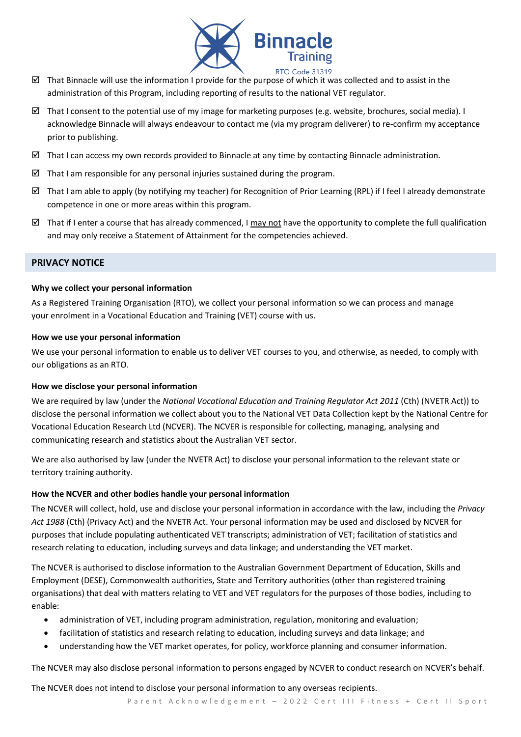- ☑ That Binnacle will use the information I provide for the purpose of which it was collected and to assist in the administration of this Program, including reporting of results to the national VET regulator.
- ☑ That I consent to the potential use of my image for marketing purposes (e.g. website, brochures, social media). I acknowledge Binnacle will always endeavour to contact me (via my program deliverer) to re-confirm my acceptance prior to publishing.
- ☑ That I can access my own records provided to Binnacle at any time by contacting Binnacle administration.
- ☑ That I am responsible for any personal injuries sustained during the program.
- ☑ That I am able to apply (by notifying my teacher) for Recognition of Prior Learning (RPL) if I feel I already demonstrate competence in one or more areas within this program.
- ☑ That if I enter a course that has already commenced, I <u>may not</u> have the opportunity to complete the full qualification and may only receive a Statement of Attainment for the competencies achieved.

## PRIVACY NOTICE

**Why we collect your personal information**

As a Registered Training Organisation (RTO), we collect your personal information so we can process and manage your enrolment in a Vocational Education and Training (VET) course with us.

**How we use your personal information**

We use your personal information to enable us to deliver VET courses to you, and otherwise, as needed, to comply with our obligations as an RTO.

**How we disclose your personal information**

We are required by law (under the *National Vocational Education and Training Regulator Act 2011* (Cth) (NVETR Act)) to disclose the personal information we collect about you to the National VET Data Collection kept by the National Centre for Vocational Education Research Ltd (NCVER). The NCVER is responsible for collecting, managing, analysing and communicating research and statistics about the Australian VET sector.

We are also authorised by law (under the NVETR Act) to disclose your personal information to the relevant state or territory training authority.

**How the NCVER and other bodies handle your personal information**

The NCVER will collect, hold, use and disclose your personal information in accordance with the law, including the *Privacy Act 1988* (Cth) (Privacy Act) and the NVETR Act. Your personal information may be used and disclosed by NCVER for purposes that include populating authenticated VET transcripts; administration of VET; facilitation of statistics and research relating to education, including surveys and data linkage; and understanding the VET market.

The NCVER is authorised to disclose information to the Australian Government Department of Education, Skills and Employment (DESE), Commonwealth authorities, State and Territory authorities (other than registered training organisations) that deal with matters relating to VET and VET regulators for the purposes of those bodies, including to enable:

- administration of VET, including program administration, regulation, monitoring and evaluation;
- facilitation of statistics and research relating to education, including surveys and data linkage; and
- understanding how the VET market operates, for policy, workforce planning and consumer information.

The NCVER may also disclose personal information to persons engaged by NCVER to conduct research on NCVER's behalf.

The NCVER does not intend to disclose your personal information to any overseas recipients.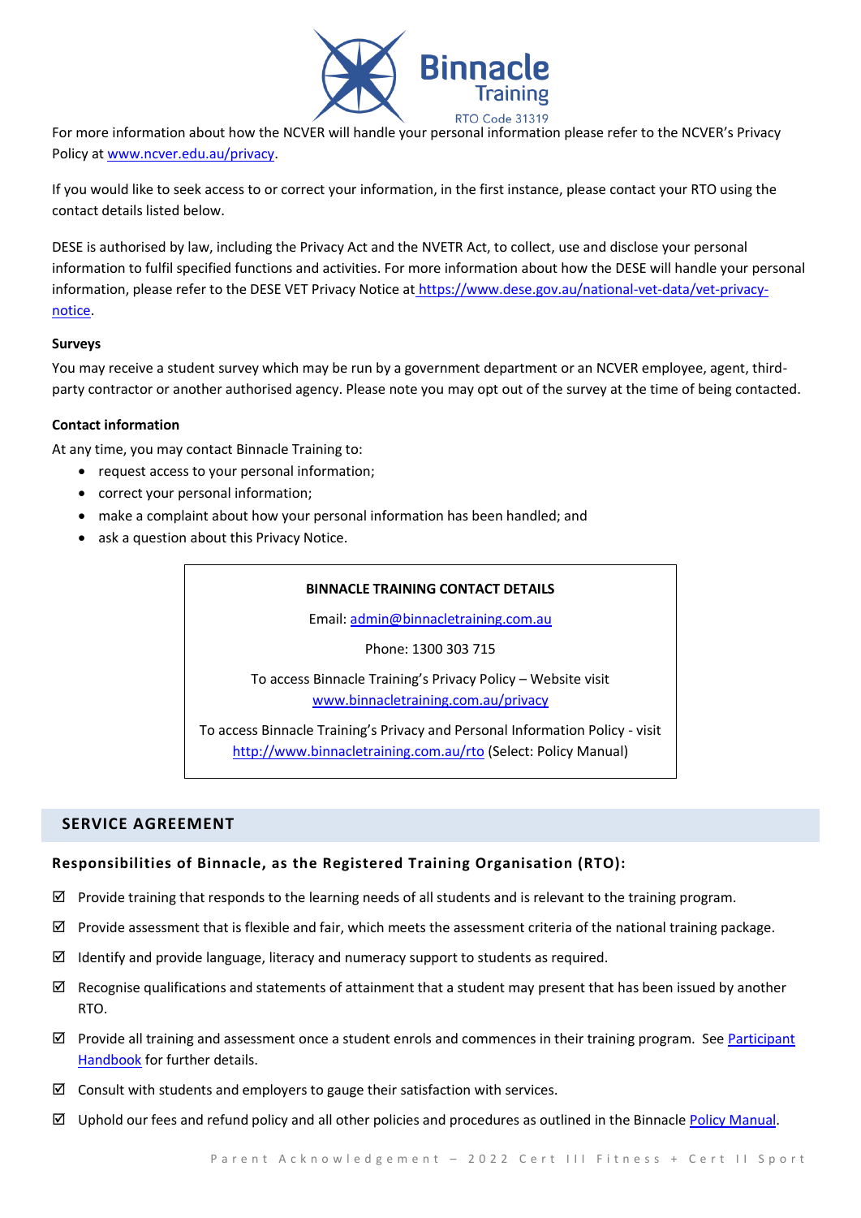For more information about how the NCVER will handle your personal information please refer to the NCVER's Privacy Policy at [www.ncver.edu.au/privacy](www.ncver.edu.au/privacy).

If you would like to seek access to or correct your information, in the first instance, please contact your RTO using the contact details listed below.

DESE is authorised by law, including the Privacy Act and the NVETR Act, to collect, use and disclose your personal information to fulfil specified functions and activities. For more information about how the DESE will handle your personal information, please refer to the DESE VET Privacy Notice at [https://www.dese.gov.au/national-vet-data/vet-privacy-notice](https://www.dese.gov.au/national-vet-data/vet-privacy-notice).

**Surveys**

You may receive a student survey which may be run by a government department or an NCVER employee, agent, third-party contractor or another authorised agency. Please note you may opt out of the survey at the time of being contacted.

**Contact information**

At any time, you may contact Binnacle Training to:

- request access to your personal information;
- correct your personal information;
- make a complaint about how your personal information has been handled; and
- ask a question about this Privacy Notice.

**BINNACLE TRAINING CONTACT DETAILS**

Email: [admin@binnacletraining.com.au](mailto:admin@binnacletraining.com.au)

Phone: 1300 303 715

To access Binnacle Training's Privacy Policy – Website visit [www.binnacletraining.com.au/privacy](www.binnacletraining.com.au/privacy)

To access Binnacle Training's Privacy and Personal Information Policy - visit [http://www.binnacletraining.com.au/rto](http://www.binnacletraining.com.au/rto) (Select: Policy Manual)

## SERVICE AGREEMENT

### Responsibilities of Binnacle, as the Registered Training Organisation (RTO):

☑ Provide training that responds to the learning needs of all students and is relevant to the training program.

☑ Provide assessment that is flexible and fair, which meets the assessment criteria of the national training package.

☑ Identify and provide language, literacy and numeracy support to students as required.

☑ Recognise qualifications and statements of attainment that a student may present that has been issued by another RTO.

☑ Provide all training and assessment once a student enrols and commences in their training program. See Participant Handbook for further details.

☑ Consult with students and employers to gauge their satisfaction with services.

☑ Uphold our fees and refund policy and all other policies and procedures as outlined in the Binnacle Policy Manual.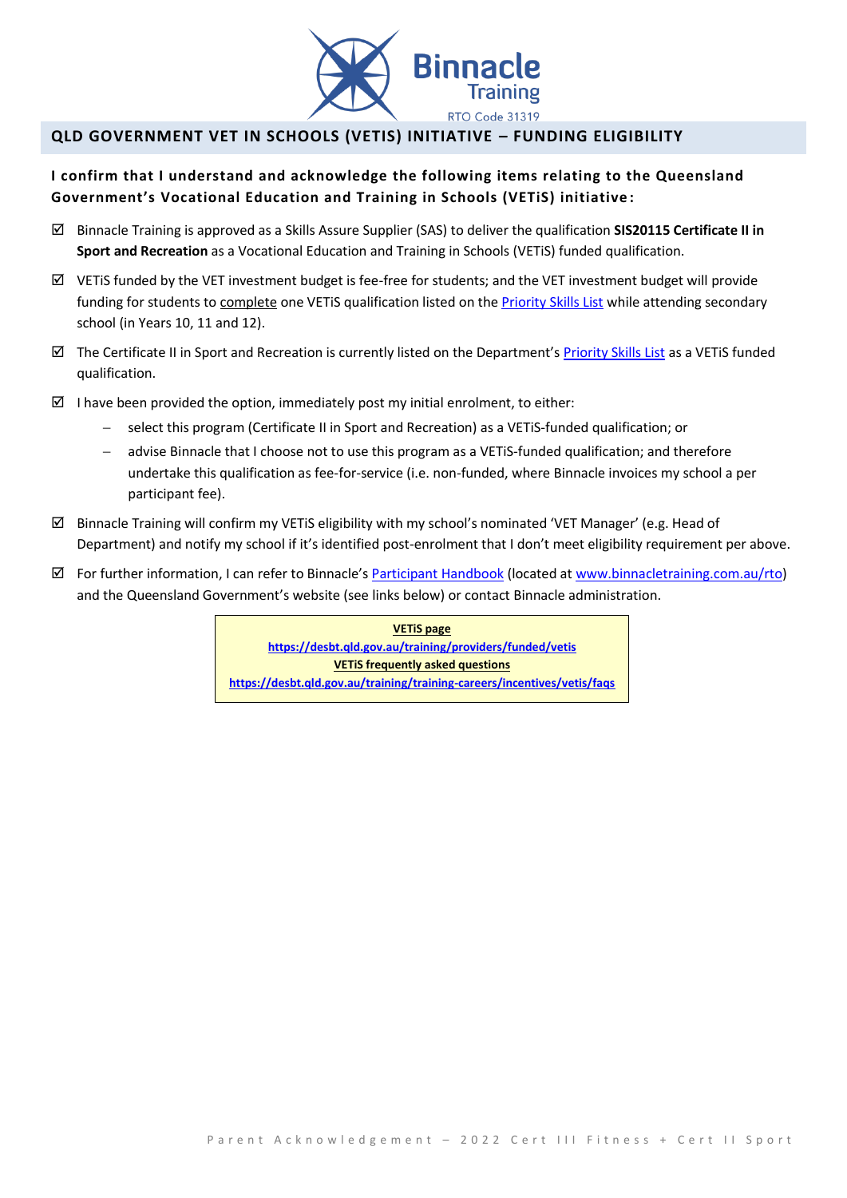Binnacle Training
RTO Code 31319

## QLD GOVERNMENT VET IN SCHOOLS (VETIS) INITIATIVE – FUNDING ELIGIBILITY

**I confirm that I understand and acknowledge the following items relating to the Queensland Government's Vocational Education and Training in Schools (VETiS) initiative:**

- ☑ Binnacle Training is approved as a Skills Assure Supplier (SAS) to deliver the qualification **SIS20115 Certificate II in Sport and Recreation** as a Vocational Education and Training in Schools (VETiS) funded qualification.
- ☑ VETiS funded by the VET investment budget is fee-free for students; and the VET investment budget will provide funding for students to complete one VETiS qualification listed on the Priority Skills List while attending secondary school (in Years 10, 11 and 12).
- ☑ The Certificate II in Sport and Recreation is currently listed on the Department's Priority Skills List as a VETiS funded qualification.
- ☑ I have been provided the option, immediately post my initial enrolment, to either:
  - select this program (Certificate II in Sport and Recreation) as a VETiS-funded qualification; or
  - advise Binnacle that I choose not to use this program as a VETiS-funded qualification; and therefore undertake this qualification as fee-for-service (i.e. non-funded, where Binnacle invoices my school a per participant fee).
- ☑ Binnacle Training will confirm my VETiS eligibility with my school's nominated 'VET Manager' (e.g. Head of Department) and notify my school if it's identified post-enrolment that I don't meet eligibility requirement per above.
- ☑ For further information, I can refer to Binnacle's Participant Handbook (located at www.binnacletraining.com.au/rto) and the Queensland Government's website (see links below) or contact Binnacle administration.

**VETiS page**
**https://desbt.qld.gov.au/training/providers/funded/vetis**
**VETiS frequently asked questions**
**https://desbt.qld.gov.au/training/training-careers/incentives/vetis/faqs**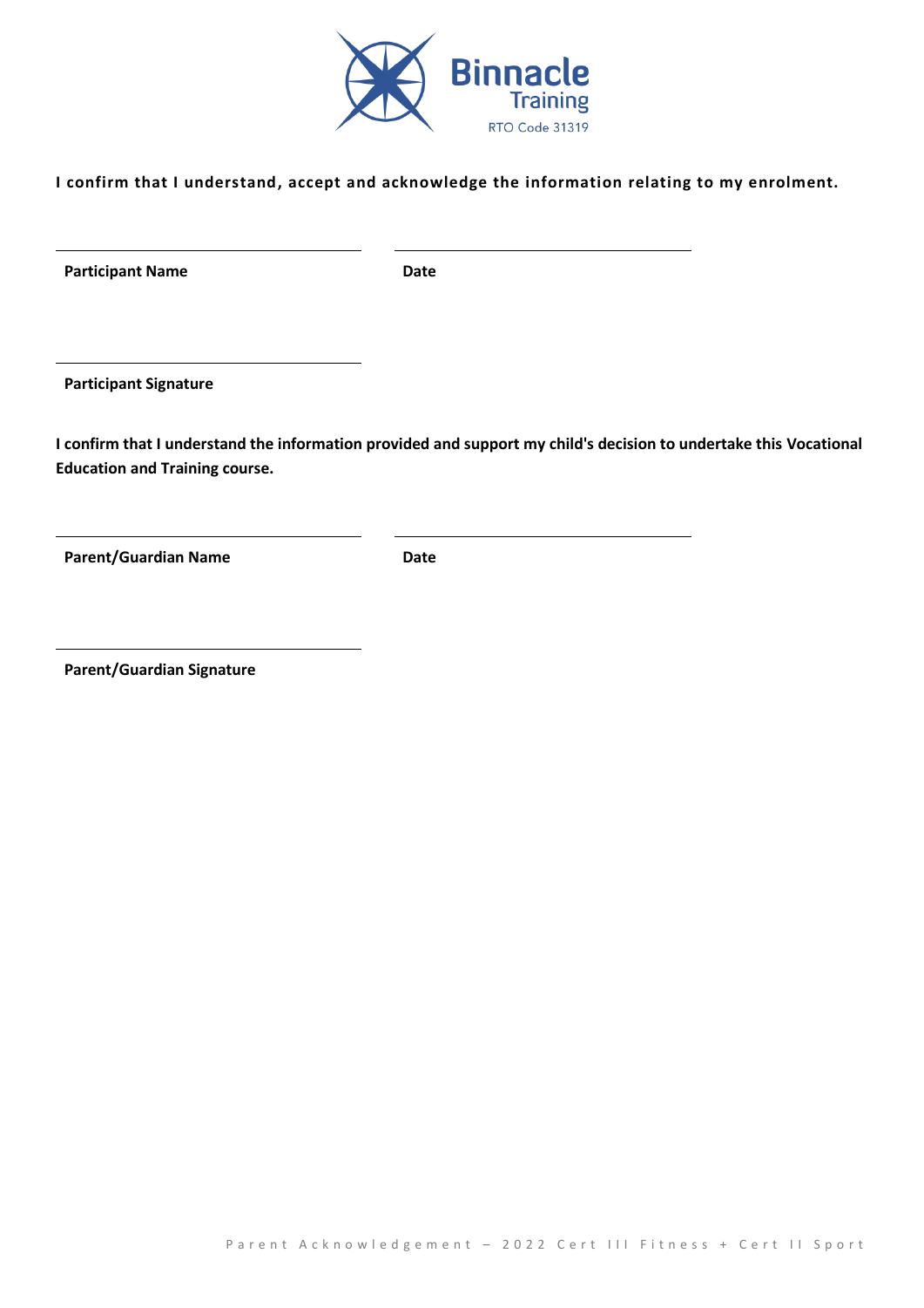Binnacle Training
RTO Code 31319

**I confirm that I understand, accept and acknowledge the information relating to my enrolment.**

______________________________ ______________________________

**Participant Name** **Date**

______________________________

**Participant Signature**

**I confirm that I understand the information provided and support my child's decision to undertake this Vocational Education and Training course.**

______________________________ ______________________________

**Parent/Guardian Name** **Date**

______________________________

**Parent/Guardian Signature**